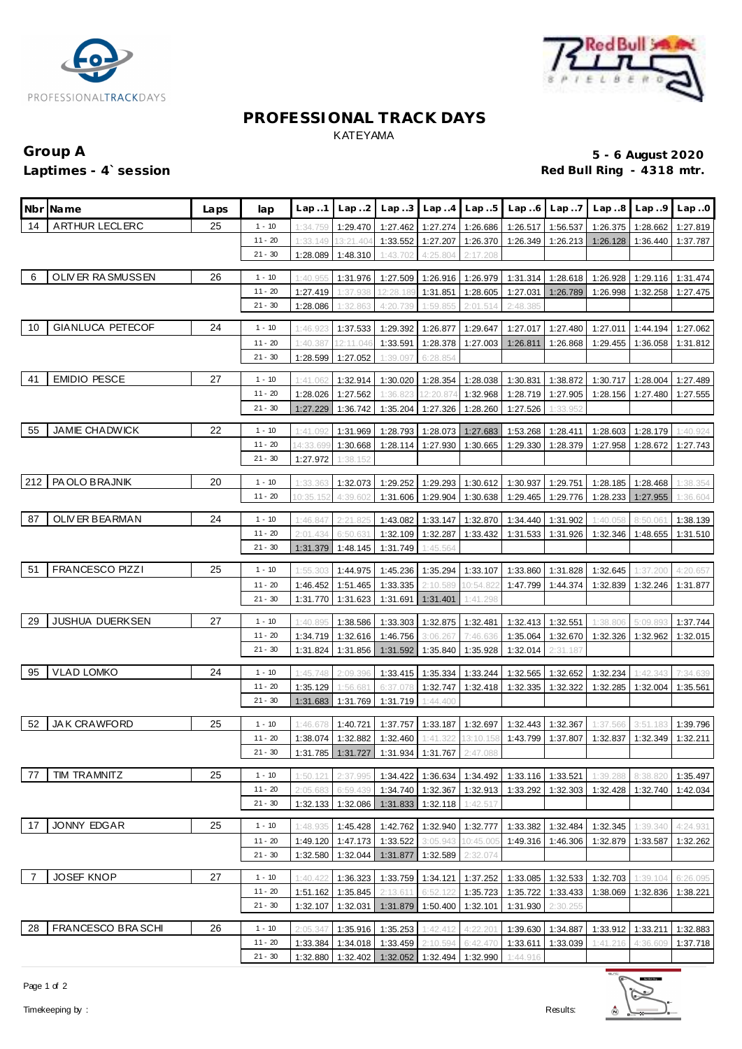# PROFESSIONAL TRACK DAYS

KATEYAMA

**Group A** **5 - 6 August 2020**

**Laptimes - 4` session** **Red Bull Ring - 4318 mtr.**

| Nbr | Name | Laps | lap | Lap..1 | Lap..2 | Lap..3 | Lap..4 | Lap..5 | Lap..6 | Lap..7 | Lap..8 | Lap..9 | Lap..0 |
|---|---|---|---|---|---|---|---|---|---|---|---|---|---|
| 14 | ARTHUR LECLERC | 25 | 1 - 10 | 1:34.759 | 1:29.470 | 1:27.462 | 1:27.274 | 1:26.686 | 1:26.517 | 1:56.537 | 1:26.375 | 1:28.662 | 1:27.819 |
| | | | 11 - 20 | 1:33.149 | 13:21.404 | 1:33.552 | 1:27.207 | 1:26.370 | 1:26.349 | 1:26.213 | 1:26.128 | 1:36.440 | 1:37.787 |
| | | | 21 - 30 | 1:28.089 | 1:48.310 | 1:43.702 | 4:25.804 | 2:17.208 | | | | | |
| 6 | OLIVER RASMUSSEN | 26 | 1 - 10 | 1:40.955 | 1:31.976 | 1:27.509 | 1:26.916 | 1:26.979 | 1:31.314 | 1:28.618 | 1:26.928 | 1:29.116 | 1:31.474 |
| | | | 11 - 20 | 1:27.419 | 1:37.938 | 12:28.189 | 1:31.851 | 1:28.605 | 1:27.031 | 1:26.789 | 1:26.998 | 1:32.258 | 1:27.475 |
| | | | 21 - 30 | 1:28.086 | 1:32.863 | 4:20.739 | 1:59.855 | 2:01.514 | 2:48.385 | | | | |
| 10 | GIANLUCA PETECOF | 24 | 1 - 10 | 1:46.923 | 1:37.533 | 1:29.392 | 1:26.877 | 1:29.647 | 1:27.017 | 1:27.480 | 1:27.011 | 1:44.194 | 1:27.062 |
| | | | 11 - 20 | 1:40.387 | 12:11.046 | 1:33.591 | 1:28.378 | 1:27.003 | 1:26.811 | 1:26.868 | 1:29.455 | 1:36.058 | 1:31.812 |
| | | | 21 - 30 | 1:28.599 | 1:27.052 | 1:39.097 | 6:28.854 | | | | | | |
| 41 | EMIDIO PESCE | 27 | 1 - 10 | 1:41.062 | 1:32.914 | 1:30.020 | 1:28.354 | 1:28.038 | 1:30.831 | 1:38.872 | 1:30.717 | 1:28.004 | 1:27.489 |
| | | | 11 - 20 | 1:28.026 | 1:27.562 | 1:36.823 | 12:20.874 | 1:32.968 | 1:28.719 | 1:27.905 | 1:28.156 | 1:27.480 | 1:27.555 |
| | | | 21 - 30 | 1:27.229 | 1:36.742 | 1:35.204 | 1:27.326 | 1:28.260 | 1:27.526 | 1:33.952 | | | |
| 55 | JAMIE CHADWICK | 22 | 1 - 10 | 1:41.092 | 1:31.969 | 1:28.793 | 1:28.073 | 1:27.683 | 1:53.268 | 1:28.411 | 1:28.603 | 1:28.179 | 1:40.924 |
| | | | 11 - 20 | 14:33.699 | 1:30.668 | 1:28.114 | 1:27.930 | 1:30.665 | 1:29.330 | 1:28.379 | 1:27.958 | 1:28.672 | 1:27.743 |
| | | | 21 - 30 | 1:27.972 | 1:38.152 | | | | | | | | |
| 212 | PAOLO BRAJNIK | 20 | 1 - 10 | 1:33.363 | 1:32.073 | 1:29.252 | 1:29.293 | 1:30.612 | 1:30.937 | 1:29.751 | 1:28.185 | 1:28.468 | 1:38.354 |
| | | | 11 - 20 | 10:35.152 | 4:39.602 | 1:31.606 | 1:29.904 | 1:30.638 | 1:29.465 | 1:29.776 | 1:28.233 | 1:27.955 | 1:36.604 |
| 87 | OLIVER BEARMAN | 24 | 1 - 10 | 1:46.847 | 2:21.825 | 1:43.082 | 1:33.147 | 1:32.870 | 1:34.440 | 1:31.902 | 1:40.058 | 8:50.061 | 1:38.139 |
| | | | 11 - 20 | 2:01.434 | 6:50.631 | 1:32.109 | 1:32.287 | 1:33.432 | 1:31.533 | 1:31.926 | 1:32.346 | 1:48.655 | 1:31.510 |
| | | | 21 - 30 | 1:31.379 | 1:48.145 | 1:31.749 | 1:45.564 | | | | | | |
| 51 | FRANCESCO PIZZI | 25 | 1 - 10 | 1:55.303 | 1:44.975 | 1:45.236 | 1:35.294 | 1:33.107 | 1:33.860 | 1:31.828 | 1:32.645 | 1:37.200 | 4:20.657 |
| | | | 11 - 20 | 1:46.452 | 1:51.465 | 1:33.335 | 2:10.589 | 10:54.822 | 1:47.799 | 1:44.374 | 1:32.839 | 1:32.246 | 1:31.877 |
| | | | 21 - 30 | 1:31.770 | 1:31.623 | 1:31.691 | 1:31.401 | 1:41.298 | | | | | |
| 29 | JUSHUA DUERKSEN | 27 | 1 - 10 | 1:40.895 | 1:38.586 | 1:33.303 | 1:32.875 | 1:32.481 | 1:32.413 | 1:32.551 | 1:38.806 | 5:09.893 | 1:37.744 |
| | | | 11 - 20 | 1:34.719 | 1:32.616 | 1:46.756 | 3:06.267 | 7:46.636 | 1:35.064 | 1:32.670 | 1:32.326 | 1:32.962 | 1:32.015 |
| | | | 21 - 30 | 1:31.824 | 1:31.856 | 1:31.592 | 1:35.840 | 1:35.928 | 1:32.014 | 2:31.187 | | | |
| 95 | VLAD LOMKO | 24 | 1 - 10 | 1:45.748 | 2:09.396 | 1:33.415 | 1:35.334 | 1:33.244 | 1:32.565 | 1:32.652 | 1:32.234 | 1:42.343 | 7:34.639 |
| | | | 11 - 20 | 1:35.129 | 1:56.681 | 6:37.078 | 1:32.747 | 1:32.418 | 1:32.335 | 1:32.322 | 1:32.285 | 1:32.004 | 1:35.561 |
| | | | 21 - 30 | 1:31.683 | 1:31.769 | 1:31.719 | 1:44.400 | | | | | | |
| 52 | JAK CRAWFORD | 25 | 1 - 10 | 1:46.678 | 1:40.721 | 1:37.757 | 1:33.187 | 1:32.697 | 1:32.443 | 1:32.367 | 1:37.566 | 3:51.183 | 1:39.796 |
| | | | 11 - 20 | 1:38.074 | 1:32.882 | 1:32.460 | 1:41.322 | 13:10.158 | 1:43.799 | 1:37.807 | 1:32.837 | 1:32.349 | 1:32.211 |
| | | | 21 - 30 | 1:31.785 | 1:31.727 | 1:31.934 | 1:31.767 | 2:47.088 | | | | | |
| 77 | TIM TRAMNITZ | 25 | 1 - 10 | 1:50.121 | 2:37.995 | 1:34.422 | 1:36.634 | 1:34.492 | 1:33.116 | 1:33.521 | 1:39.288 | 8:38.820 | 1:35.497 |
| | | | 11 - 20 | 2:05.683 | 6:59.439 | 1:34.740 | 1:32.367 | 1:32.913 | 1:33.292 | 1:32.303 | 1:32.428 | 1:32.740 | 1:42.034 |
| | | | 21 - 30 | 1:32.133 | 1:32.086 | 1:31.833 | 1:32.118 | 1:42.517 | | | | | |
| 17 | JONNY EDGAR | 25 | 1 - 10 | 1:48.935 | 1:45.428 | 1:42.762 | 1:32.940 | 1:32.777 | 1:33.382 | 1:32.484 | 1:32.345 | 1:39.340 | 4:24.931 |
| | | | 11 - 20 | 1:49.120 | 1:47.173 | 1:33.522 | 3:05.943 | 10:45.005 | 1:49.316 | 1:46.306 | 1:32.879 | 1:33.587 | 1:32.262 |
| | | | 21 - 30 | 1:32.580 | 1:32.044 | 1:31.877 | 1:32.589 | 2:32.074 | | | | | |
| 7 | JOSEF KNOP | 27 | 1 - 10 | 1:40.422 | 1:36.323 | 1:33.759 | 1:34.121 | 1:37.252 | 1:33.085 | 1:32.533 | 1:32.703 | 1:39.104 | 6:26.095 |
| | | | 11 - 20 | 1:51.162 | 1:35.845 | 2:13.611 | 6:52.122 | 1:35.723 | 1:35.722 | 1:33.433 | 1:38.069 | 1:32.836 | 1:38.221 |
| | | | 21 - 30 | 1:32.107 | 1:32.031 | 1:31.879 | 1:50.400 | 1:32.101 | 1:31.930 | 2:30.255 | | | |
| 28 | FRANCESCO BRASCHI | 26 | 1 - 10 | 2:05.347 | 1:35.916 | 1:35.253 | 1:42.412 | 4:22.201 | 1:39.630 | 1:34.887 | 1:33.912 | 1:33.211 | 1:32.883 |
| | | | 11 - 20 | 1:33.384 | 1:34.018 | 1:33.459 | 2:10.594 | 6:42.470 | 1:33.611 | 1:33.039 | 1:41.216 | 4:36.609 | 1:37.718 |
| | | | 21 - 30 | 1:32.880 | 1:32.402 | 1:32.052 | 1:32.494 | 1:32.990 | 1:44.916 | | | | |

Timekeeping by : Results: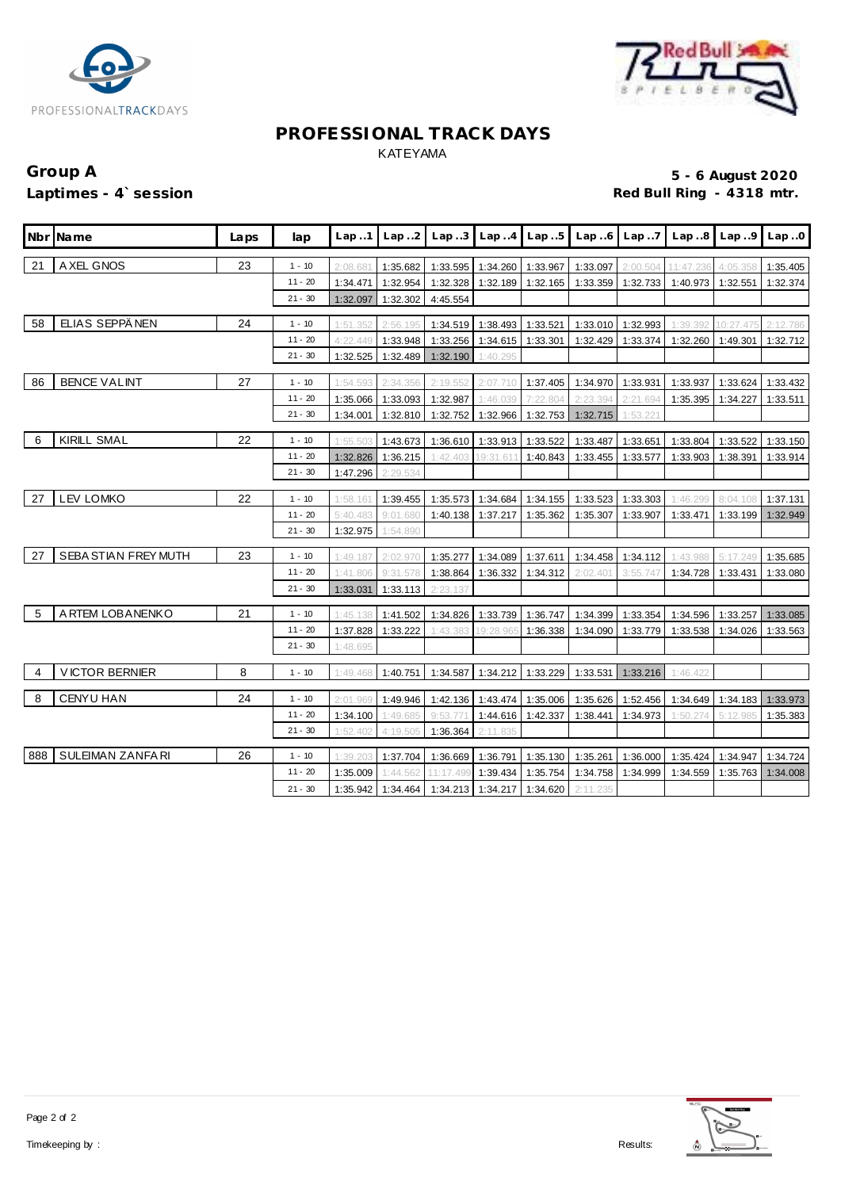# PROFESSIONAL TRACK DAYS

KATEYAMA

**Group A**

**Laptimes - 4` session**

**5 - 6 August 2020**

**Red Bull Ring - 4318 mtr.**

| Nbr | Name | Laps | lap | Lap ..1 | Lap ..2 | Lap ..3 | Lap ..4 | Lap ..5 | Lap ..6 | Lap ..7 | Lap ..8 | Lap ..9 | Lap ..0 |
|---|---|---|---|---|---|---|---|---|---|---|---|---|---|
| 21 | AXEL GNOS | 23 | 1 - 10 | 2:08.681 | 1:35.682 | 1:33.595 | 1:34.260 | 1:33.967 | 1:33.097 | 2:00.504 | 11:47.236 | 4:05.358 | 1:35.405 |
| | | | 11 - 20 | 1:34.471 | 1:32.954 | 1:32.328 | 1:32.189 | 1:32.165 | 1:33.359 | 1:32.733 | 1:40.973 | 1:32.551 | 1:32.374 |
| | | | 21 - 30 | 1:32.097 | 1:32.302 | 4:45.554 | | | | | | | |
| 58 | ELIAS SEPPÄNEN | 24 | 1 - 10 | 1:51.352 | 2:56.195 | 1:34.519 | 1:38.493 | 1:33.521 | 1:33.010 | 1:32.993 | 1:39.392 | 10:27.475 | 2:12.786 |
| | | | 11 - 20 | 4:22.449 | 1:33.948 | 1:33.256 | 1:34.615 | 1:33.301 | 1:32.429 | 1:33.374 | 1:32.260 | 1:49.301 | 1:32.712 |
| | | | 21 - 30 | 1:32.525 | 1:32.489 | 1:32.190 | 1:40.295 | | | | | | |
| 86 | BENCE VALINT | 27 | 1 - 10 | 1:54.593 | 2:34.356 | 2:19.552 | 2:07.710 | 1:37.405 | 1:34.970 | 1:33.931 | 1:33.937 | 1:33.624 | 1:33.432 |
| | | | 11 - 20 | 1:35.066 | 1:33.093 | 1:32.987 | 1:46.039 | 7:22.804 | 2:23.394 | 2:21.694 | 1:35.395 | 1:34.227 | 1:33.511 |
| | | | 21 - 30 | 1:34.001 | 1:32.810 | 1:32.752 | 1:32.966 | 1:32.753 | 1:32.715 | 1:53.221 | | | |
| 6 | KIRILL SMAL | 22 | 1 - 10 | 1:55.503 | 1:43.673 | 1:36.610 | 1:33.913 | 1:33.522 | 1:33.487 | 1:33.651 | 1:33.804 | 1:33.522 | 1:33.150 |
| | | | 11 - 20 | 1:32.826 | 1:36.215 | 1:42.403 | 19:31.611 | 1:40.843 | 1:33.455 | 1:33.577 | 1:33.903 | 1:38.391 | 1:33.914 |
| | | | 21 - 30 | 1:47.296 | 2:29.534 | | | | | | | | |
| 27 | LEV LOMKO | 22 | 1 - 10 | 1:58.161 | 1:39.455 | 1:35.573 | 1:34.684 | 1:34.155 | 1:33.523 | 1:33.303 | 1:46.299 | 8:04.108 | 1:37.131 |
| | | | 11 - 20 | 5:40.483 | 9:01.680 | 1:40.138 | 1:37.217 | 1:35.362 | 1:35.307 | 1:33.907 | 1:33.471 | 1:33.199 | 1:32.949 |
| | | | 21 - 30 | 1:32.975 | 1:54.890 | | | | | | | | |
| 27 | SEBASTIAN FREYMUTH | 23 | 1 - 10 | 1:49.187 | 2:02.970 | 1:35.277 | 1:34.089 | 1:37.611 | 1:34.458 | 1:34.112 | 1:43.988 | 5:17.249 | 1:35.685 |
| | | | 11 - 20 | 1:41.806 | 9:31.578 | 1:38.864 | 1:36.332 | 1:34.312 | 2:02.401 | 3:55.747 | 1:34.728 | 1:33.431 | 1:33.080 |
| | | | 21 - 30 | 1:33.031 | 1:33.113 | 2:23.137 | | | | | | | |
| 5 | ARTEM LOBANENKO | 21 | 1 - 10 | 1:45.138 | 1:41.502 | 1:34.826 | 1:33.739 | 1:36.747 | 1:34.399 | 1:33.354 | 1:34.596 | 1:33.257 | 1:33.085 |
| | | | 11 - 20 | 1:37.828 | 1:33.222 | 1:43.383 | 19:28.965 | 1:36.338 | 1:34.090 | 1:33.779 | 1:33.538 | 1:34.026 | 1:33.563 |
| | | | 21 - 30 | 1:48.695 | | | | | | | | | |
| 4 | VICTOR BERNIER | 8 | 1 - 10 | 1:49.468 | 1:40.751 | 1:34.587 | 1:34.212 | 1:33.229 | 1:33.531 | 1:33.216 | 1:46.422 | | |
| 8 | CENYU HAN | 24 | 1 - 10 | 2:01.969 | 1:49.946 | 1:42.136 | 1:43.474 | 1:35.006 | 1:35.626 | 1:52.456 | 1:34.649 | 1:34.183 | 1:33.973 |
| | | | 11 - 20 | 1:34.100 | 1:49.685 | 9:53.771 | 1:44.616 | 1:42.337 | 1:38.441 | 1:34.973 | 1:50.274 | 5:12.985 | 1:35.383 |
| | | | 21 - 30 | 1:52.402 | 4:19.505 | 1:36.364 | 2:11.835 | | | | | | |
| 888 | SULEIMAN ZANFARI | 26 | 1 - 10 | 1:39.203 | 1:37.704 | 1:36.669 | 1:36.791 | 1:35.130 | 1:35.261 | 1:36.000 | 1:35.424 | 1:34.947 | 1:34.724 |
| | | | 11 - 20 | 1:35.009 | 1:44.562 | 11:17.499 | 1:39.434 | 1:35.754 | 1:34.758 | 1:34.999 | 1:34.559 | 1:35.763 | 1:34.008 |
| | | | 21 - 30 | 1:35.942 | 1:34.464 | 1:34.213 | 1:34.217 | 1:34.620 | 2:11.235 | | | | |

Timekeeping by :

Results: